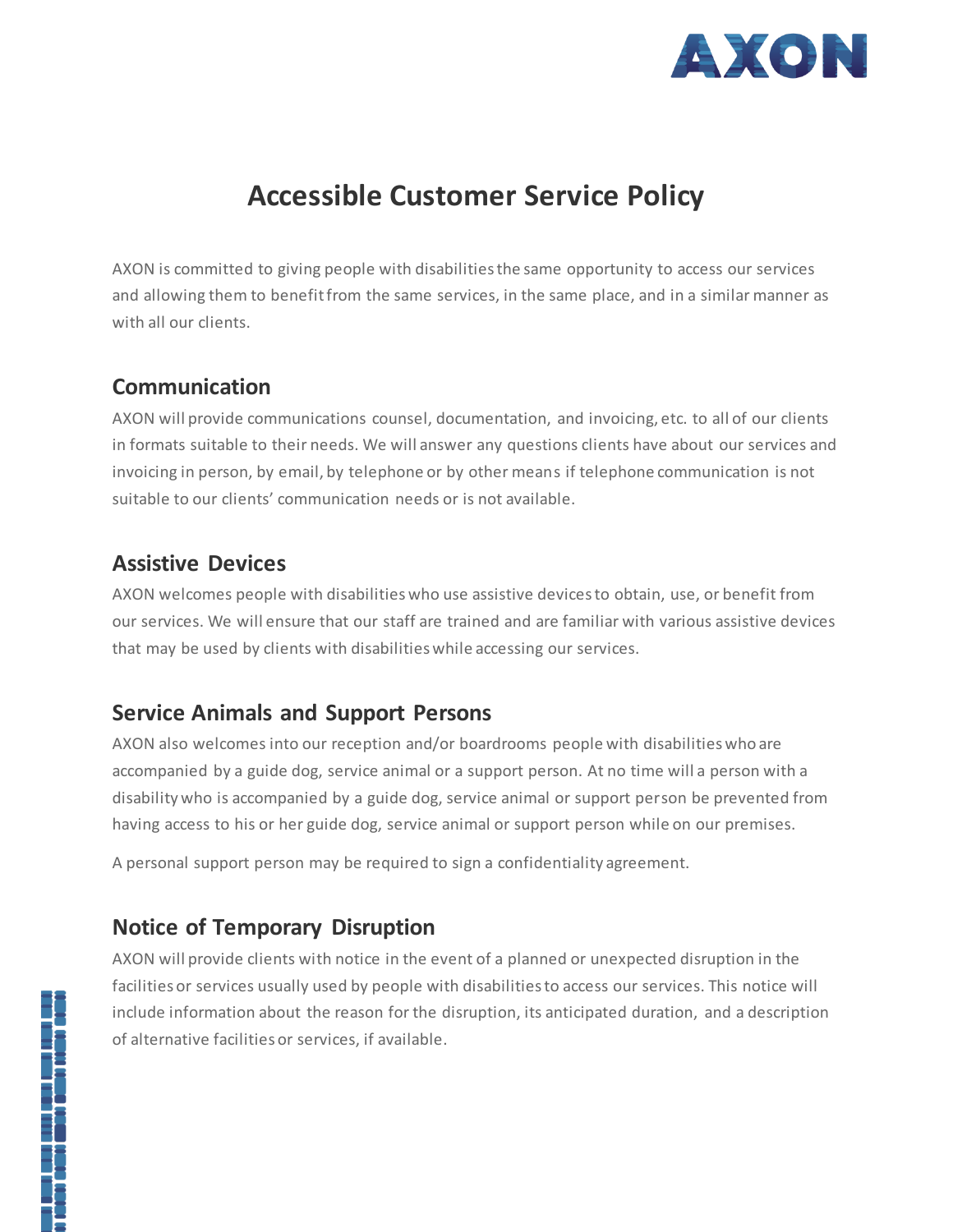# Accessible Customer Service Policy

AXON is committed to giving people with disabilities the same opportunity to access our services and allowing them to benefit from the same services, in the same place, and in a similar manner as with all our clients.

## Communication

AXON will provide communications counsel, documentation, and invoicing, etc. to all of our clients in formats suitable to their needs. We will answer any questions clients have about our services and invoicing in person, by email, by telephone or by other means if telephone communication is not suitable to our clients' communication needs or is not available.

## Assistive Devices

AXON welcomes people with disabilities who use assistive devices to obtain, use, or benefit from our services. We will ensure that our staff are trained and are familiar with various assistive devices that may be used by clients with disabilities while accessing our services.

## Service Animals and Support Persons

AXON also welcomes into our reception and/or boardrooms people with disabilities who are accompanied by a guide dog, service animal or a support person. At no time will a person with a disability who is accompanied by a guide dog, service animal or support person be prevented from having access to his or her guide dog, service animal or support person while on our premises.

A personal support person may be required to sign a confidentiality agreement.

## Notice of Temporary Disruption

AXON will provide clients with notice in the event of a planned or unexpected disruption in the facilities or services usually used by people with disabilities to access our services. This notice will include information about the reason for the disruption, its anticipated duration, and a description of alternative facilities or services, if available.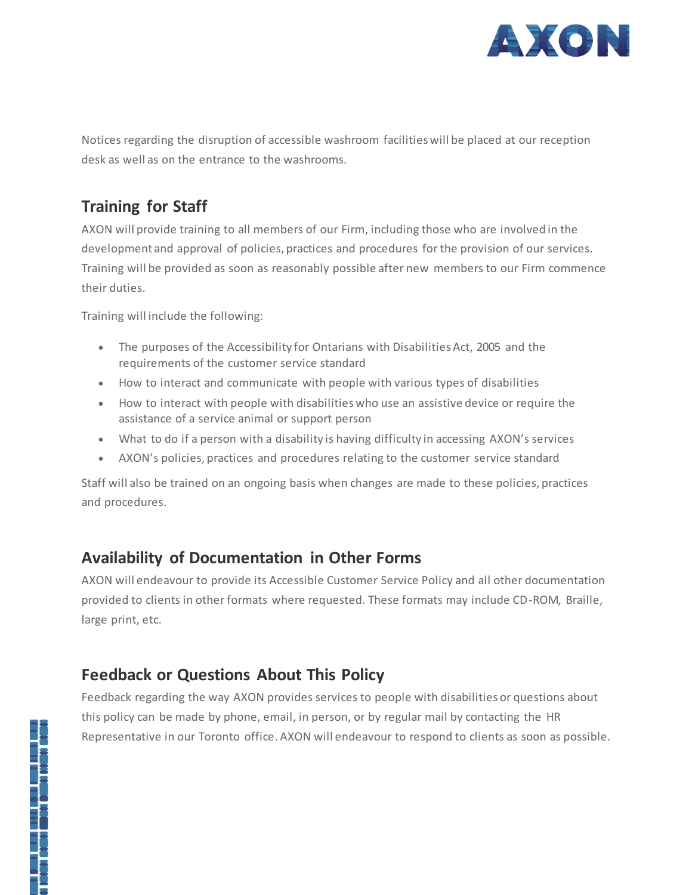Notices regarding the disruption of accessible washroom facilities will be placed at our reception desk as well as on the entrance to the washrooms.

## Training for Staff

AXON will provide training to all members of our Firm, including those who are involved in the development and approval of policies, practices and procedures for the provision of our services. Training will be provided as soon as reasonably possible after new members to our Firm commence their duties.

Training will include the following:

- The purposes of the Accessibility for Ontarians with Disabilities Act, 2005 and the requirements of the customer service standard
- How to interact and communicate with people with various types of disabilities
- How to interact with people with disabilities who use an assistive device or require the assistance of a service animal or support person
- What to do if a person with a disability is having difficulty in accessing AXON's services
- AXON's policies, practices and procedures relating to the customer service standard

Staff will also be trained on an ongoing basis when changes are made to these policies, practices and procedures.

## Availability of Documentation in Other Forms

AXON will endeavour to provide its Accessible Customer Service Policy and all other documentation provided to clients in other formats where requested. These formats may include CD-ROM, Braille, large print, etc.

## Feedback or Questions About This Policy

Feedback regarding the way AXON provides services to people with disabilities or questions about this policy can be made by phone, email, in person, or by regular mail by contacting the HR Representative in our Toronto office. AXON will endeavour to respond to clients as soon as possible.